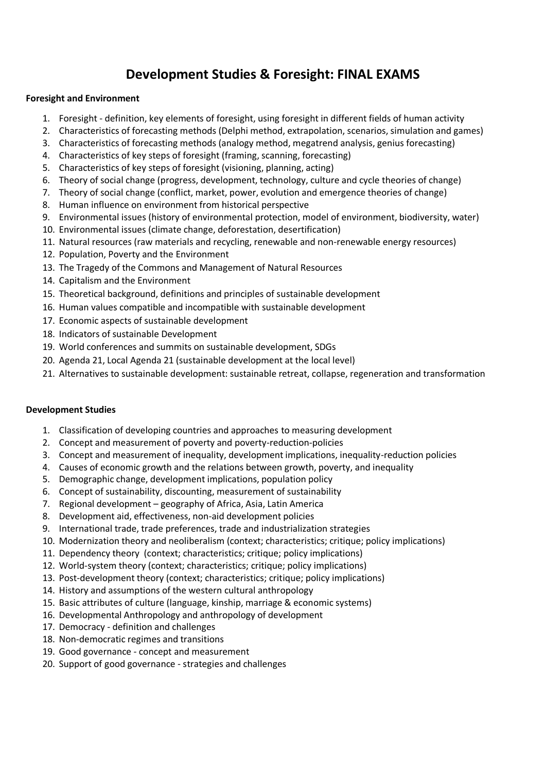# Development Studies & Foresight: FINAL EXAMS

**Foresight and Environment**

1. Foresight - definition, key elements of foresight, using foresight in different fields of human activity
2. Characteristics of forecasting methods (Delphi method, extrapolation, scenarios, simulation and games)
3. Characteristics of forecasting methods (analogy method, megatrend analysis, genius forecasting)
4. Characteristics of key steps of foresight (framing, scanning, forecasting)
5. Characteristics of key steps of foresight (visioning, planning, acting)
6. Theory of social change (progress, development, technology, culture and cycle theories of change)
7. Theory of social change (conflict, market, power, evolution and emergence theories of change)
8. Human influence on environment from historical perspective
9. Environmental issues (history of environmental protection, model of environment, biodiversity, water)
10. Environmental issues (climate change, deforestation, desertification)
11. Natural resources (raw materials and recycling, renewable and non-renewable energy resources)
12. Population, Poverty and the Environment
13. The Tragedy of the Commons and Management of Natural Resources
14. Capitalism and the Environment
15. Theoretical background, definitions and principles of sustainable development
16. Human values compatible and incompatible with sustainable development
17. Economic aspects of sustainable development
18. Indicators of sustainable Development
19. World conferences and summits on sustainable development, SDGs
20. Agenda 21, Local Agenda 21 (sustainable development at the local level)
21. Alternatives to sustainable development: sustainable retreat, collapse, regeneration and transformation

**Development Studies**

1. Classification of developing countries and approaches to measuring development
2. Concept and measurement of poverty and poverty-reduction-policies
3. Concept and measurement of inequality, development implications, inequality-reduction policies
4. Causes of economic growth and the relations between growth, poverty, and inequality
5. Demographic change, development implications, population policy
6. Concept of sustainability, discounting, measurement of sustainability
7. Regional development – geography of Africa, Asia, Latin America
8. Development aid, effectiveness, non-aid development policies
9. International trade, trade preferences, trade and industrialization strategies
10. Modernization theory and neoliberalism (context; characteristics; critique; policy implications)
11. Dependency theory (context; characteristics; critique; policy implications)
12. World-system theory (context; characteristics; critique; policy implications)
13. Post-development theory (context; characteristics; critique; policy implications)
14. History and assumptions of the western cultural anthropology
15. Basic attributes of culture (language, kinship, marriage & economic systems)
16. Developmental Anthropology and anthropology of development
17. Democracy - definition and challenges
18. Non-democratic regimes and transitions
19. Good governance - concept and measurement
20. Support of good governance - strategies and challenges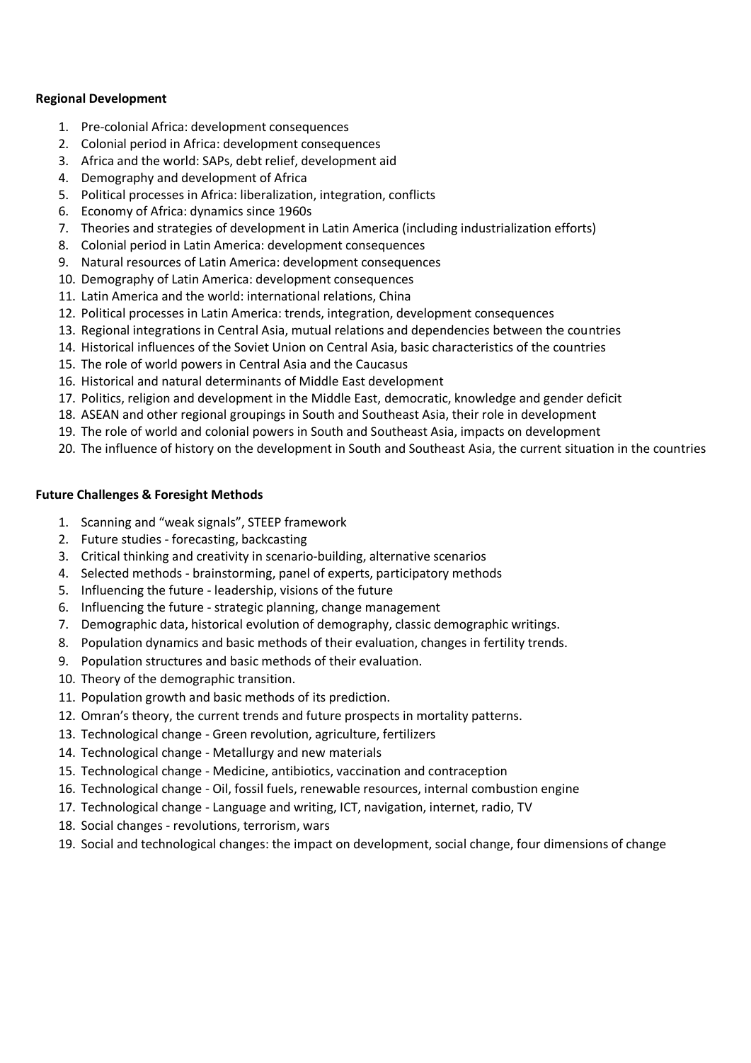**Regional Development**

1. Pre-colonial Africa: development consequences
2. Colonial period in Africa: development consequences
3. Africa and the world: SAPs, debt relief, development aid
4. Demography and development of Africa
5. Political processes in Africa: liberalization, integration, conflicts
6. Economy of Africa: dynamics since 1960s
7. Theories and strategies of development in Latin America (including industrialization efforts)
8. Colonial period in Latin America: development consequences
9. Natural resources of Latin America: development consequences
10. Demography of Latin America: development consequences
11. Latin America and the world: international relations, China
12. Political processes in Latin America: trends, integration, development consequences
13. Regional integrations in Central Asia, mutual relations and dependencies between the countries
14. Historical influences of the Soviet Union on Central Asia, basic characteristics of the countries
15. The role of world powers in Central Asia and the Caucasus
16. Historical and natural determinants of Middle East development
17. Politics, religion and development in the Middle East, democratic, knowledge and gender deficit
18. ASEAN and other regional groupings in South and Southeast Asia, their role in development
19. The role of world and colonial powers in South and Southeast Asia, impacts on development
20. The influence of history on the development in South and Southeast Asia, the current situation in the countries

**Future Challenges & Foresight Methods**

1. Scanning and "weak signals", STEEP framework
2. Future studies - forecasting, backcasting
3. Critical thinking and creativity in scenario-building, alternative scenarios
4. Selected methods - brainstorming, panel of experts, participatory methods
5. Influencing the future - leadership, visions of the future
6. Influencing the future - strategic planning, change management
7. Demographic data, historical evolution of demography, classic demographic writings.
8. Population dynamics and basic methods of their evaluation, changes in fertility trends.
9. Population structures and basic methods of their evaluation.
10. Theory of the demographic transition.
11. Population growth and basic methods of its prediction.
12. Omran's theory, the current trends and future prospects in mortality patterns.
13. Technological change - Green revolution, agriculture, fertilizers
14. Technological change - Metallurgy and new materials
15. Technological change - Medicine, antibiotics, vaccination and contraception
16. Technological change - Oil, fossil fuels, renewable resources, internal combustion engine
17. Technological change - Language and writing, ICT, navigation, internet, radio, TV
18. Social changes - revolutions, terrorism, wars
19. Social and technological changes: the impact on development, social change, four dimensions of change